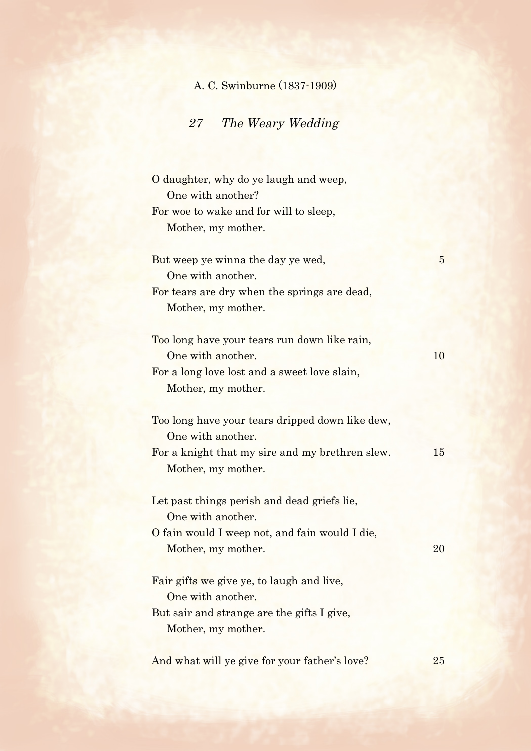A. C. Swinburne (1837-1909)

## *27 The Weary Wedding*

O daughter, why do ye laugh and weep,  
&nbsp;&nbsp;&nbsp;&nbsp;One with another?  
For woe to wake and for will to sleep,  
&nbsp;&nbsp;&nbsp;&nbsp;Mother, my mother.

But weep ye winna the day ye wed, 5  
&nbsp;&nbsp;&nbsp;&nbsp;One with another.  
For tears are dry when the springs are dead,  
&nbsp;&nbsp;&nbsp;&nbsp;Mother, my mother.

Too long have your tears run down like rain,  
&nbsp;&nbsp;&nbsp;&nbsp;One with another. 10  
For a long love lost and a sweet love slain,  
&nbsp;&nbsp;&nbsp;&nbsp;Mother, my mother.

Too long have your tears dripped down like dew,  
&nbsp;&nbsp;&nbsp;&nbsp;One with another.  
For a knight that my sire and my brethren slew. 15  
&nbsp;&nbsp;&nbsp;&nbsp;Mother, my mother.

Let past things perish and dead griefs lie,  
&nbsp;&nbsp;&nbsp;&nbsp;One with another.  
O fain would I weep not, and fain would I die,  
&nbsp;&nbsp;&nbsp;&nbsp;Mother, my mother. 20

Fair gifts we give ye, to laugh and live,  
&nbsp;&nbsp;&nbsp;&nbsp;One with another.  
But sair and strange are the gifts I give,  
&nbsp;&nbsp;&nbsp;&nbsp;Mother, my mother.

And what will ye give for your father's love? 25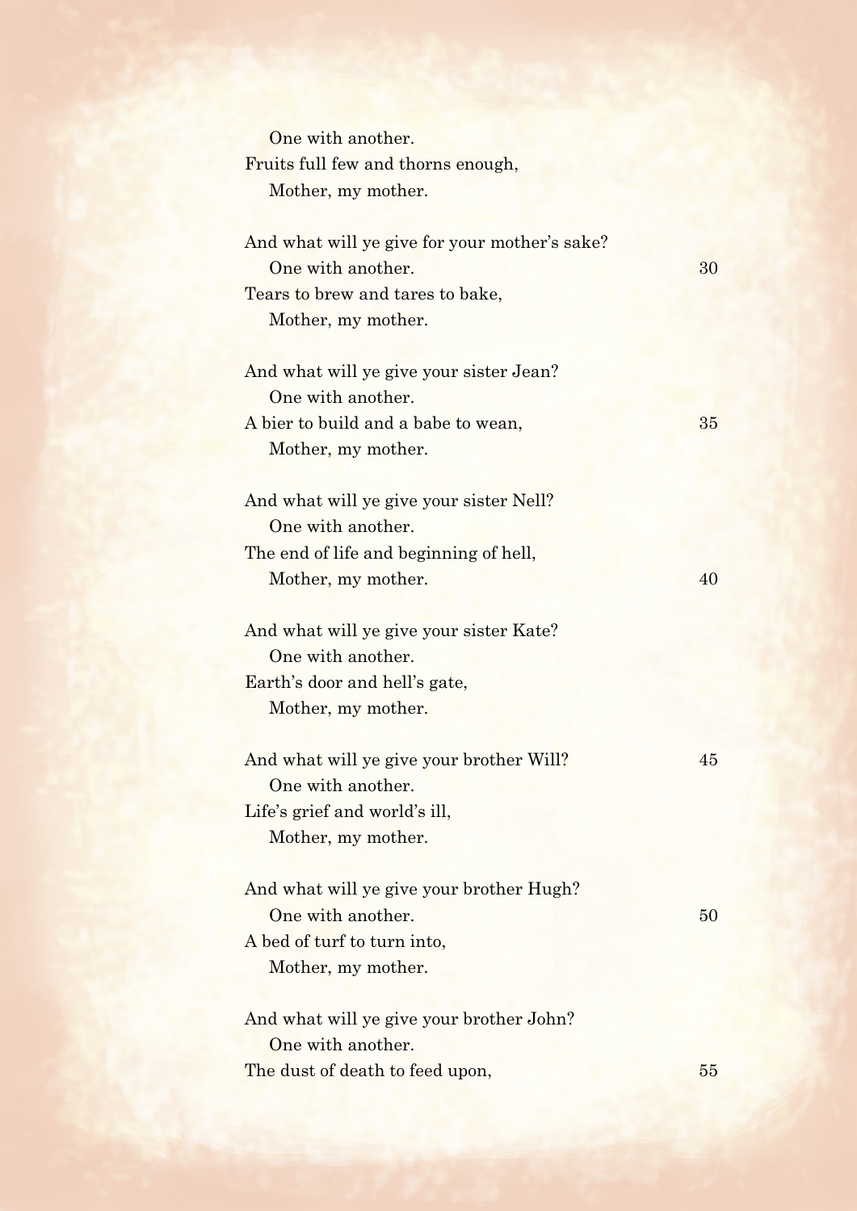One with another.  
Fruits full few and thorns enough,  
Mother, my mother.

And what will ye give for your mother's sake?  
One with another.  
Tears to brew and tares to bake,  
Mother, my mother.

And what will ye give your sister Jean?  
One with another.  
A bier to build and a babe to wean,  
Mother, my mother.

And what will ye give your sister Nell?  
One with another.  
The end of life and beginning of hell,  
Mother, my mother.

And what will ye give your sister Kate?  
One with another.  
Earth's door and hell's gate,  
Mother, my mother.

And what will ye give your brother Will?  
One with another.  
Life's grief and world's ill,  
Mother, my mother.

And what will ye give your brother Hugh?  
One with another.  
A bed of turf to turn into,  
Mother, my mother.

And what will ye give your brother John?  
One with another.  
The dust of death to feed upon,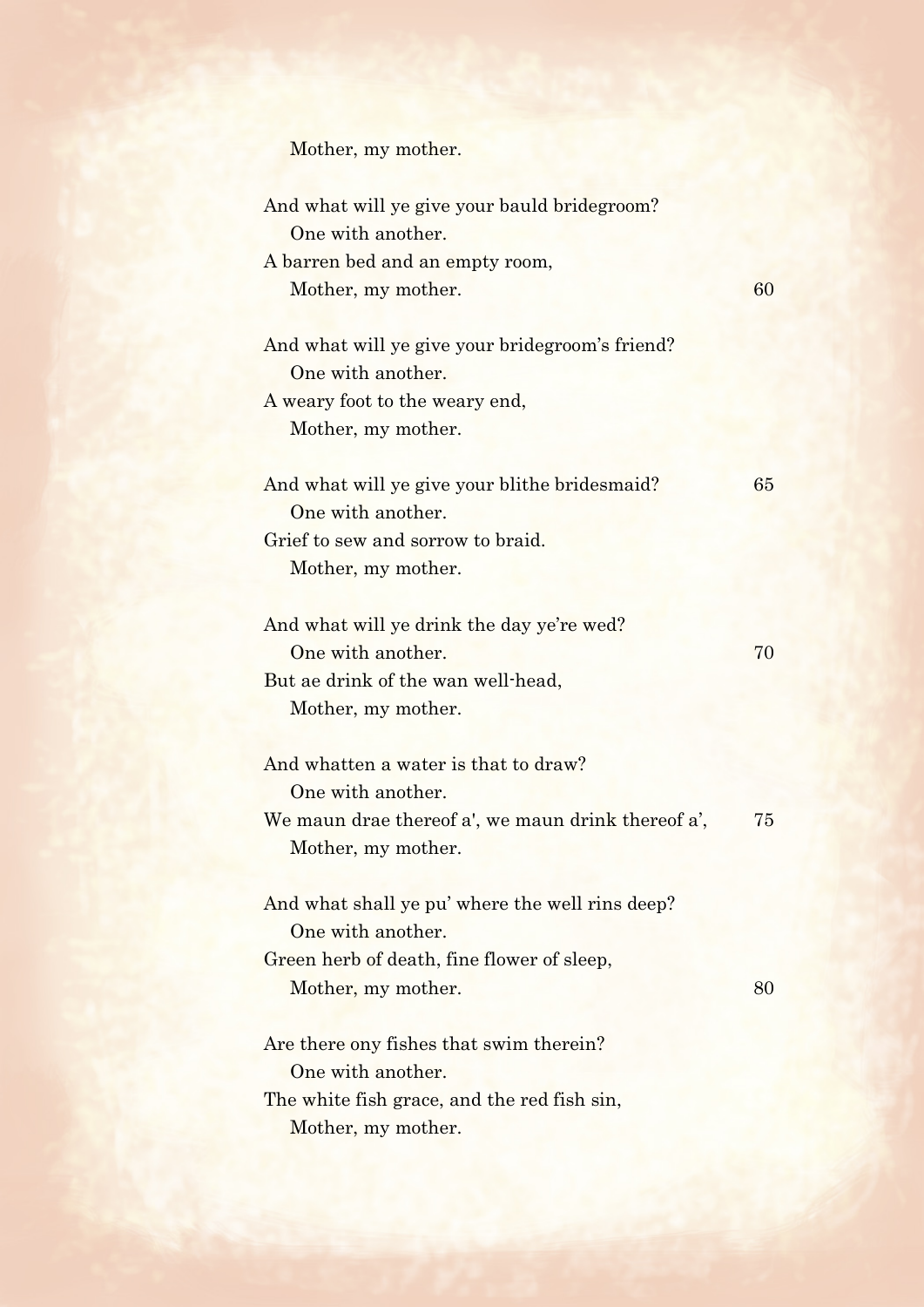Mother, my mother.

And what will ye give your bauld bridegroom?
One with another.
A barren bed and an empty room,
Mother, my mother. 60

And what will ye give your bridegroom's friend?
One with another.
A weary foot to the weary end,
Mother, my mother.

And what will ye give your blithe bridesmaid? 65
One with another.
Grief to sew and sorrow to braid.
Mother, my mother.

And what will ye drink the day ye're wed?
One with another. 70
But ae drink of the wan well-head,
Mother, my mother.

And whatten a water is that to draw?
One with another.
We maun drae thereof a', we maun drink thereof a', 75
Mother, my mother.

And what shall ye pu' where the well rins deep?
One with another.
Green herb of death, fine flower of sleep,
Mother, my mother. 80

Are there ony fishes that swim therein?
One with another.
The white fish grace, and the red fish sin,
Mother, my mother.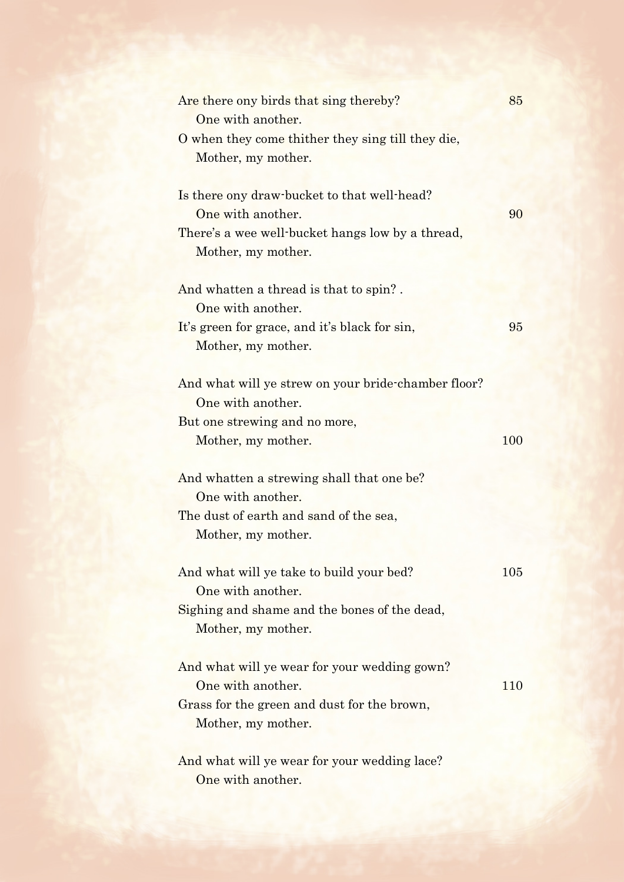Are there ony birds that sing thereby? 85
&nbsp;&nbsp;&nbsp;&nbsp;One with another.
O when they come thither they sing till they die,
&nbsp;&nbsp;&nbsp;&nbsp;Mother, my mother.

Is there ony draw-bucket to that well-head?
&nbsp;&nbsp;&nbsp;&nbsp;One with another. 90
There's a wee well-bucket hangs low by a thread,
&nbsp;&nbsp;&nbsp;&nbsp;Mother, my mother.

And whatten a thread is that to spin? .
&nbsp;&nbsp;&nbsp;&nbsp;One with another.
It's green for grace, and it's black for sin, 95
&nbsp;&nbsp;&nbsp;&nbsp;Mother, my mother.

And what will ye strew on your bride-chamber floor?
&nbsp;&nbsp;&nbsp;&nbsp;One with another.
But one strewing and no more,
&nbsp;&nbsp;&nbsp;&nbsp;Mother, my mother. 100

And whatten a strewing shall that one be?
&nbsp;&nbsp;&nbsp;&nbsp;One with another.
The dust of earth and sand of the sea,
&nbsp;&nbsp;&nbsp;&nbsp;Mother, my mother.

And what will ye take to build your bed? 105
&nbsp;&nbsp;&nbsp;&nbsp;One with another.
Sighing and shame and the bones of the dead,
&nbsp;&nbsp;&nbsp;&nbsp;Mother, my mother.

And what will ye wear for your wedding gown?
&nbsp;&nbsp;&nbsp;&nbsp;One with another. 110
Grass for the green and dust for the brown,
&nbsp;&nbsp;&nbsp;&nbsp;Mother, my mother.

And what will ye wear for your wedding lace?
&nbsp;&nbsp;&nbsp;&nbsp;One with another.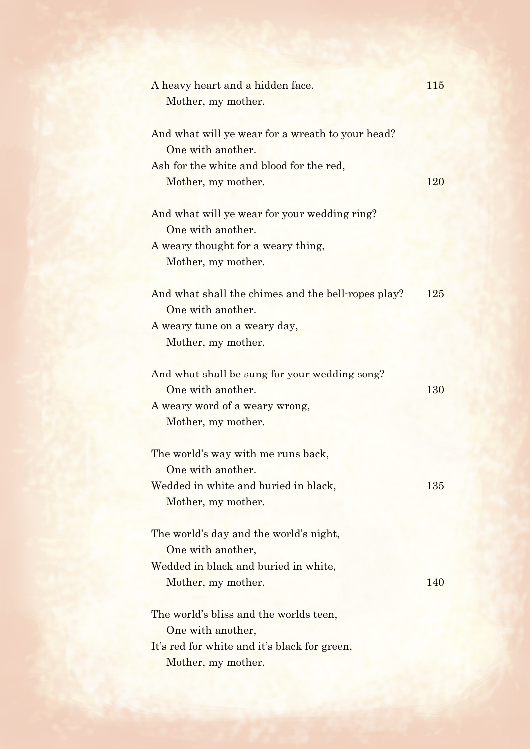A heavy heart and a hidden face.  
   Mother, my mother.

And what will ye wear for a wreath to your head?  
   One with another.  
Ash for the white and blood for the red,  
   Mother, my mother.

And what will ye wear for your wedding ring?  
   One with another.  
A weary thought for a weary thing,  
   Mother, my mother.

And what shall the chimes and the bell-ropes play?  
   One with another.  
A weary tune on a weary day,  
   Mother, my mother.

And what shall be sung for your wedding song?  
   One with another.  
A weary word of a weary wrong,  
   Mother, my mother.

The world's way with me runs back,  
   One with another.  
Wedded in white and buried in black,  
   Mother, my mother.

The world's day and the world's night,  
   One with another,  
Wedded in black and buried in white,  
   Mother, my mother.

The world's bliss and the worlds teen,  
   One with another,  
It's red for white and it's black for green,  
   Mother, my mother.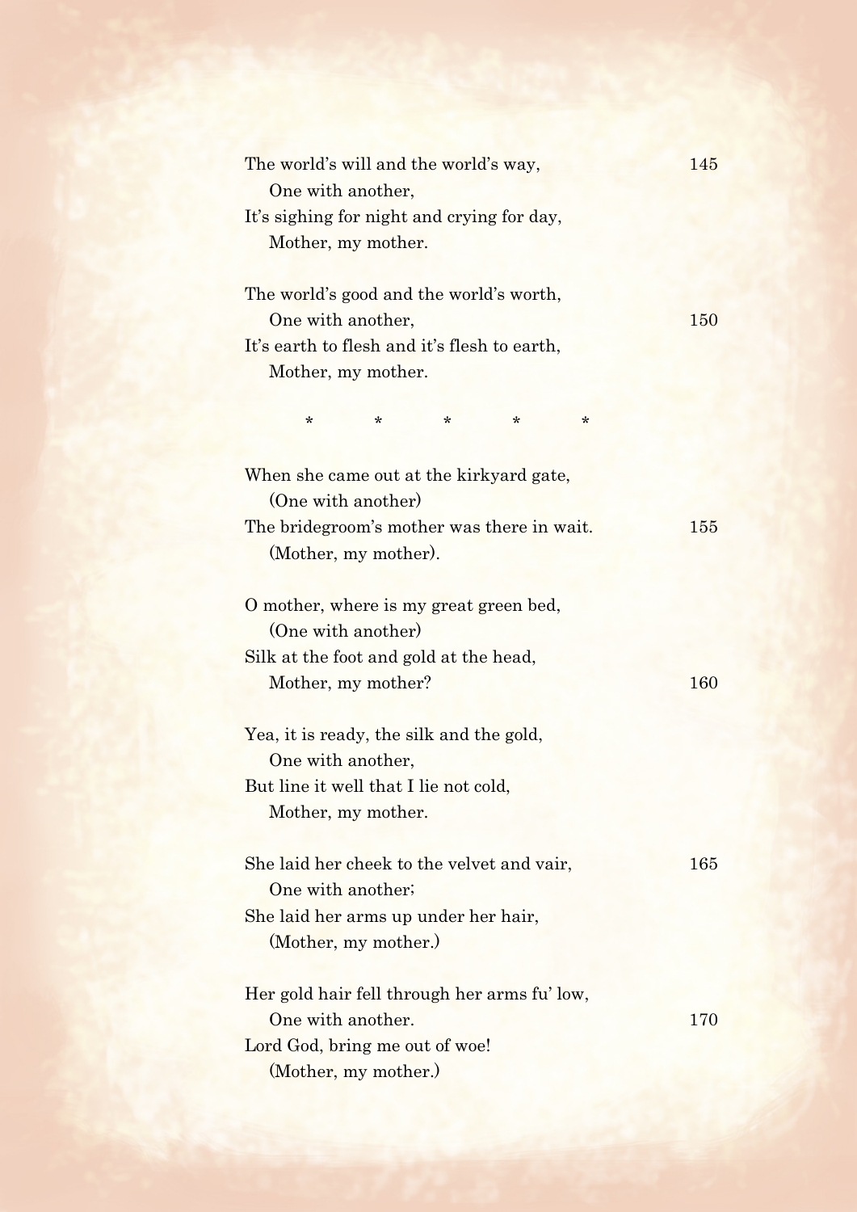The world's will and the world's way,  
    One with another,  
It's sighing for night and crying for day,  
    Mother, my mother.

The world's good and the world's worth,  
    One with another,  
It's earth to flesh and it's flesh to earth,  
    Mother, my mother.

\*   \*   \*   \*   \*

When she came out at the kirkyard gate,  
    (One with another)  
The bridegroom's mother was there in wait.  
    (Mother, my mother).

O mother, where is my great green bed,  
    (One with another)  
Silk at the foot and gold at the head,  
    Mother, my mother?

Yea, it is ready, the silk and the gold,  
    One with another,  
But line it well that I lie not cold,  
    Mother, my mother.

She laid her cheek to the velvet and vair,  
    One with another;  
She laid her arms up under her hair,  
    (Mother, my mother.)

Her gold hair fell through her arms fu' low,  
    One with another.  
Lord God, bring me out of woe!  
    (Mother, my mother.)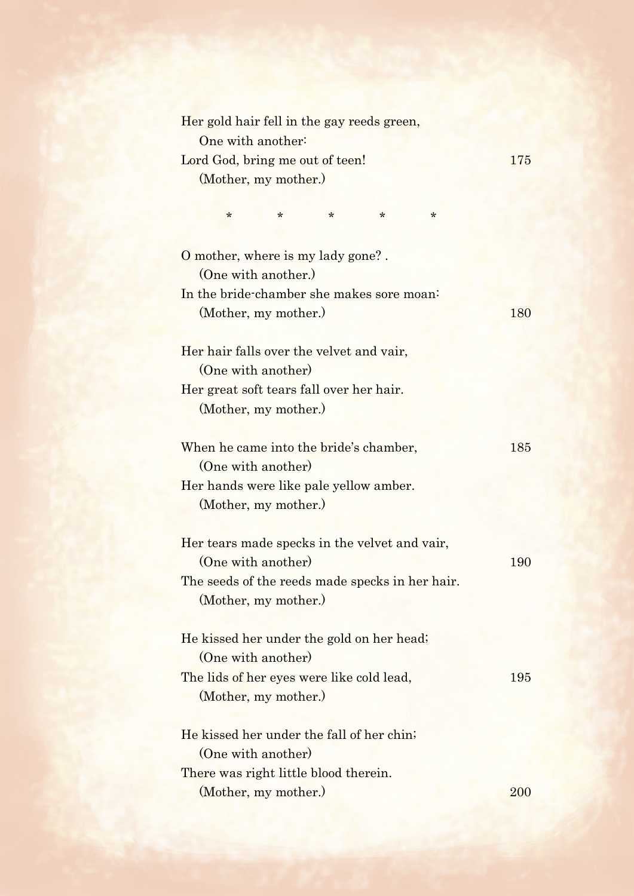Her gold hair fell in the gay reeds green,
  One with another:
Lord God, bring me out of teen! 175
  (Mother, my mother.)

\*   \*   \*   \*   \*

O mother, where is my lady gone? .
  (One with another.)
In the bride-chamber she makes sore moan:
  (Mother, my mother.) 180

Her hair falls over the velvet and vair,
  (One with another)
Her great soft tears fall over her hair.
  (Mother, my mother.)

When he came into the bride's chamber, 185
  (One with another)
Her hands were like pale yellow amber.
  (Mother, my mother.)

Her tears made specks in the velvet and vair,
  (One with another) 190
The seeds of the reeds made specks in her hair.
  (Mother, my mother.)

He kissed her under the gold on her head;
  (One with another)
The lids of her eyes were like cold lead, 195
  (Mother, my mother.)

He kissed her under the fall of her chin;
  (One with another)
There was right little blood therein.
  (Mother, my mother.) 200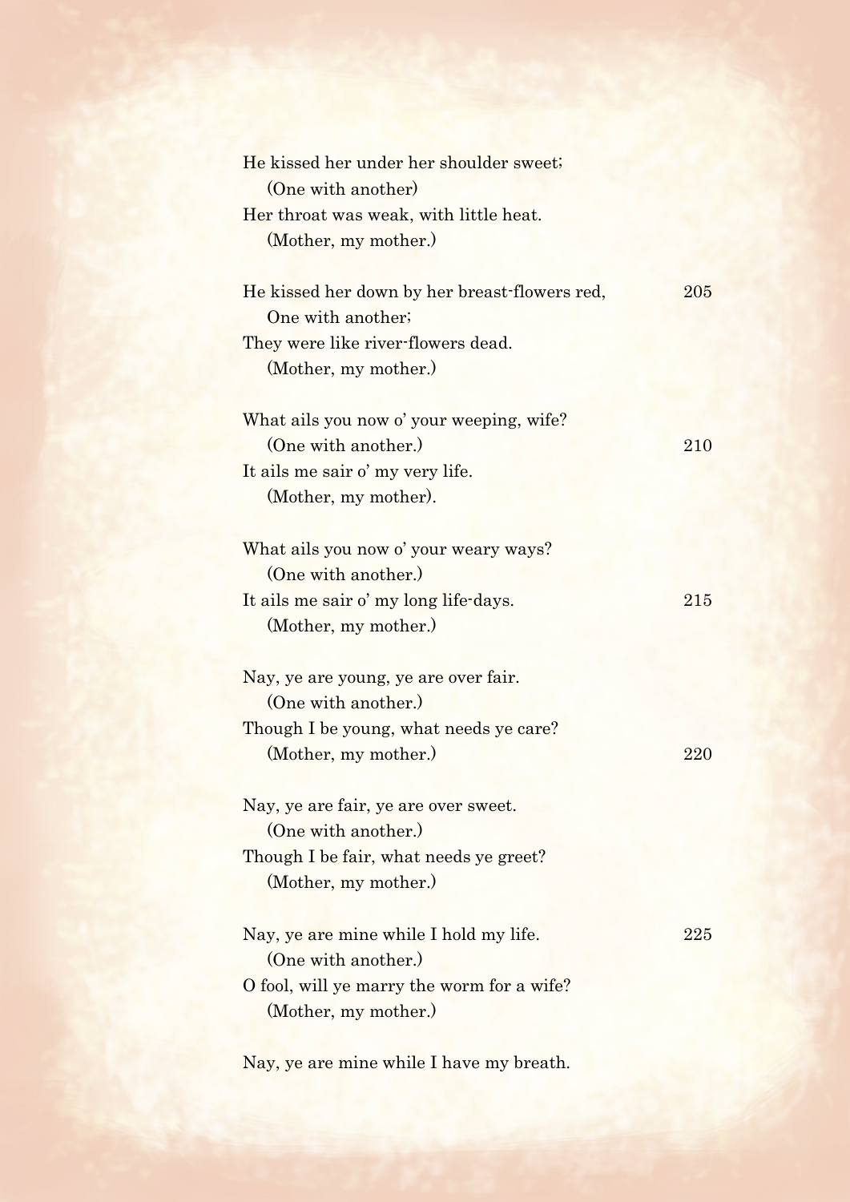He kissed her under her shoulder sweet;  
  (One with another)  
Her throat was weak, with little heat.  
  (Mother, my mother.)

He kissed her down by her breast-flowers red,  
  One with another;  
They were like river-flowers dead.  
  (Mother, my mother.)

What ails you now o' your weeping, wife?  
  (One with another.)  
It ails me sair o' my very life.  
  (Mother, my mother).

What ails you now o' your weary ways?  
  (One with another.)  
It ails me sair o' my long life-days.  
  (Mother, my mother.)

Nay, ye are young, ye are over fair.  
  (One with another.)  
Though I be young, what needs ye care?  
  (Mother, my mother.)

Nay, ye are fair, ye are over sweet.  
  (One with another.)  
Though I be fair, what needs ye greet?  
  (Mother, my mother.)

Nay, ye are mine while I hold my life.  
  (One with another.)  
O fool, will ye marry the worm for a wife?  
  (Mother, my mother.)

Nay, ye are mine while I have my breath.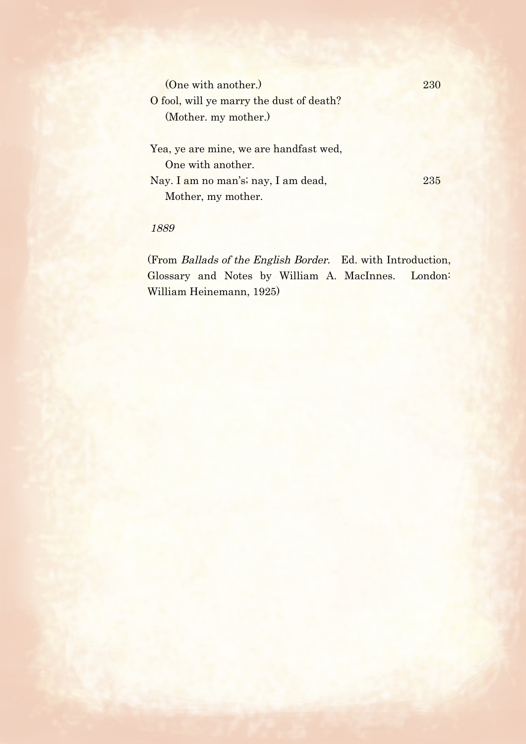(One with another.) 230

O fool, will ye marry the dust of death?

(Mother. my mother.)

Yea, ye are mine, we are handfast wed,

One with another.

Nay. I am no man's; nay, I am dead, 235

Mother, my mother.

*1889*

(From *Ballads of the English Border*. Ed. with Introduction, Glossary and Notes by William A. MacInnes. London: William Heinemann, 1925)